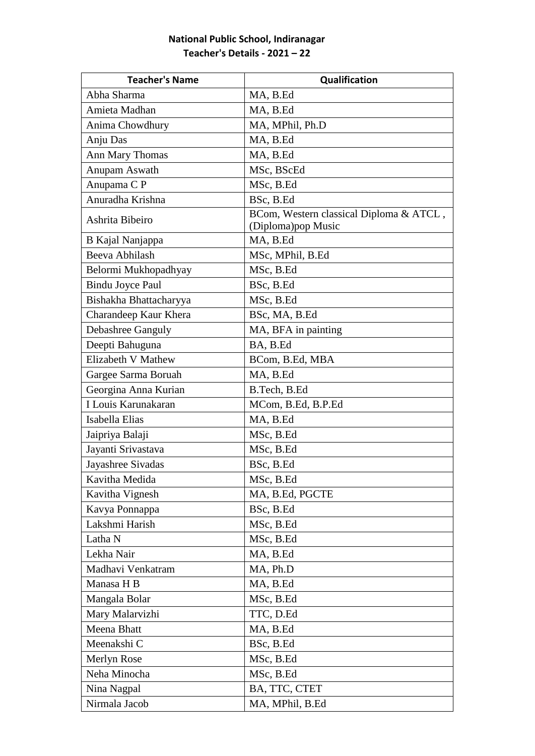**National Public School, Indiranagar**
**Teacher's Details - 2021 – 22**

| Teacher's Name | Qualification |
|---|---|
| Abha Sharma | MA, B.Ed |
| Amieta Madhan | MA, B.Ed |
| Anima Chowdhury | MA, MPhil, Ph.D |
| Anju Das | MA, B.Ed |
| Ann Mary Thomas | MA, B.Ed |
| Anupam Aswath | MSc, BScEd |
| Anupama C P | MSc, B.Ed |
| Anuradha Krishna | BSc, B.Ed |
| Ashrita Bibeiro | BCom, Western classical Diploma & ATCL , (Diploma)pop Music |
| B Kajal Nanjappa | MA, B.Ed |
| Beeva Abhilash | MSc, MPhil, B.Ed |
| Belormi Mukhopadhyay | MSc, B.Ed |
| Bindu Joyce Paul | BSc, B.Ed |
| Bishakha Bhattacharyya | MSc, B.Ed |
| Charandeep Kaur Khera | BSc, MA, B.Ed |
| Debashree Ganguly | MA, BFA in painting |
| Deepti Bahuguna | BA, B.Ed |
| Elizabeth V Mathew | BCom, B.Ed, MBA |
| Gargee Sarma Boruah | MA, B.Ed |
| Georgina Anna Kurian | B.Tech, B.Ed |
| I Louis Karunakaran | MCom, B.Ed, B.P.Ed |
| Isabella Elias | MA, B.Ed |
| Jaipriya Balaji | MSc, B.Ed |
| Jayanti Srivastava | MSc, B.Ed |
| Jayashree Sivadas | BSc, B.Ed |
| Kavitha Medida | MSc, B.Ed |
| Kavitha Vignesh | MA, B.Ed, PGCTE |
| Kavya Ponnappa | BSc, B.Ed |
| Lakshmi Harish | MSc, B.Ed |
| Latha N | MSc, B.Ed |
| Lekha Nair | MA, B.Ed |
| Madhavi Venkatram | MA, Ph.D |
| Manasa H B | MA, B.Ed |
| Mangala Bolar | MSc, B.Ed |
| Mary Malarvizhi | TTC, D.Ed |
| Meena Bhatt | MA, B.Ed |
| Meenakshi C | BSc, B.Ed |
| Merlyn Rose | MSc, B.Ed |
| Neha Minocha | MSc, B.Ed |
| Nina Nagpal | BA, TTC, CTET |
| Nirmala Jacob | MA, MPhil, B.Ed |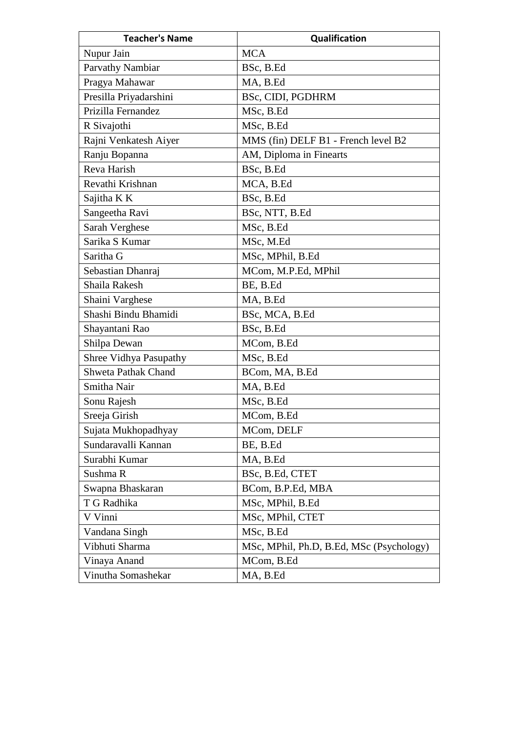| Teacher's Name | Qualification |
| --- | --- |
| Nupur Jain | MCA |
| Parvathy Nambiar | BSc, B.Ed |
| Pragya Mahawar | MA, B.Ed |
| Presilla Priyadarshini | BSc, CIDI, PGDHRM |
| Prizilla Fernandez | MSc, B.Ed |
| R Sivajothi | MSc, B.Ed |
| Rajni Venkatesh Aiyer | MMS (fin) DELF B1 - French level B2 |
| Ranju Bopanna | AM, Diploma in Finearts |
| Reva Harish | BSc, B.Ed |
| Revathi Krishnan | MCA, B.Ed |
| Sajitha K K | BSc, B.Ed |
| Sangeetha Ravi | BSc, NTT, B.Ed |
| Sarah Verghese | MSc, B.Ed |
| Sarika S Kumar | MSc, M.Ed |
| Saritha G | MSc, MPhil, B.Ed |
| Sebastian Dhanraj | MCom, M.P.Ed, MPhil |
| Shaila Rakesh | BE, B.Ed |
| Shaini Varghese | MA, B.Ed |
| Shashi Bindu Bhamidi | BSc, MCA, B.Ed |
| Shayantani Rao | BSc, B.Ed |
| Shilpa Dewan | MCom, B.Ed |
| Shree Vidhya Pasupathy | MSc, B.Ed |
| Shweta Pathak Chand | BCom, MA, B.Ed |
| Smitha Nair | MA, B.Ed |
| Sonu Rajesh | MSc, B.Ed |
| Sreeja Girish | MCom, B.Ed |
| Sujata Mukhopadhyay | MCom, DELF |
| Sundaravalli Kannan | BE, B.Ed |
| Surabhi Kumar | MA, B.Ed |
| Sushma R | BSc, B.Ed, CTET |
| Swapna Bhaskaran | BCom, B.P.Ed, MBA |
| T G Radhika | MSc, MPhil, B.Ed |
| V Vinni | MSc, MPhil, CTET |
| Vandana Singh | MSc, B.Ed |
| Vibhuti Sharma | MSc, MPhil, Ph.D, B.Ed, MSc (Psychology) |
| Vinaya Anand | MCom, B.Ed |
| Vinutha Somashekar | MA, B.Ed |